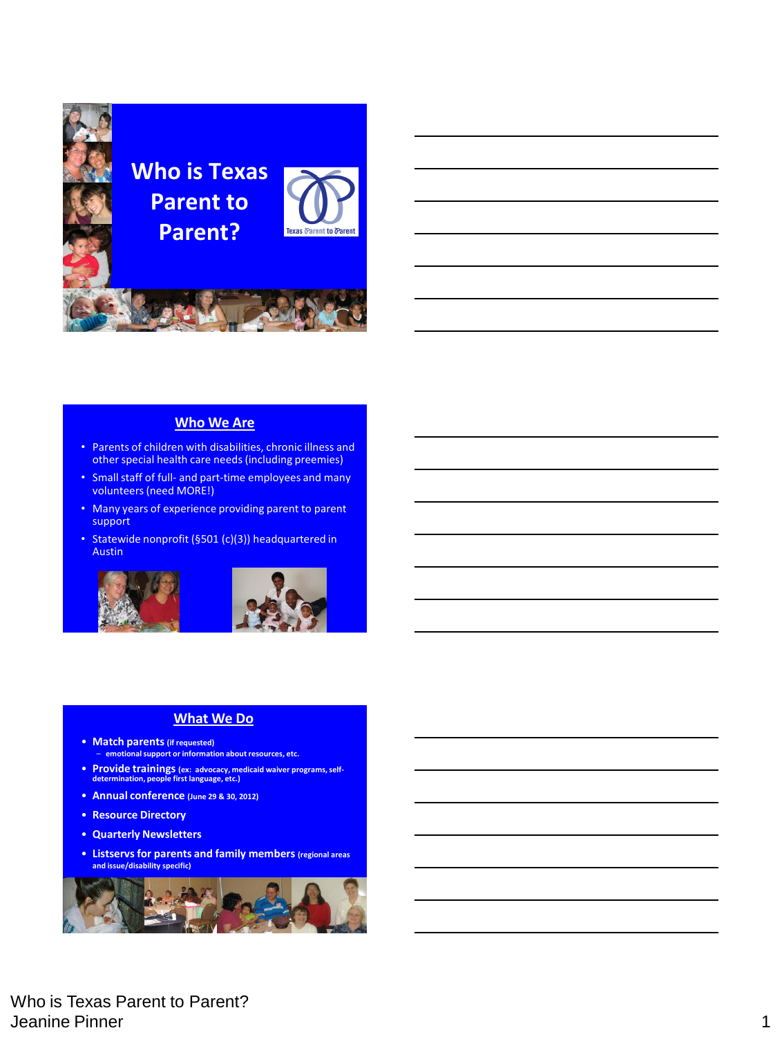# Who is Texas Parent to Parent?

Texas Parent to Parent

## Who We Are

- Parents of children with disabilities, chronic illness and other special health care needs (including preemies)
- Small staff of full- and part-time employees and many volunteers (need MORE!)
- Many years of experience providing parent to parent support
- Statewide nonprofit (§501 (c)(3)) headquartered in Austin

## What We Do

- **Match parents** (if requested)
  - emotional support or information about resources, etc.
- **Provide trainings** (ex: advocacy, medicaid waiver programs, self-determination, people first language, etc.)
- **Annual conference** (June 29 & 30, 2012)
- **Resource Directory**
- **Quarterly Newsletters**
- **Listservs for parents and family members** (regional areas and issue/disability specific)

Who is Texas Parent to Parent?
Jeanine Pinner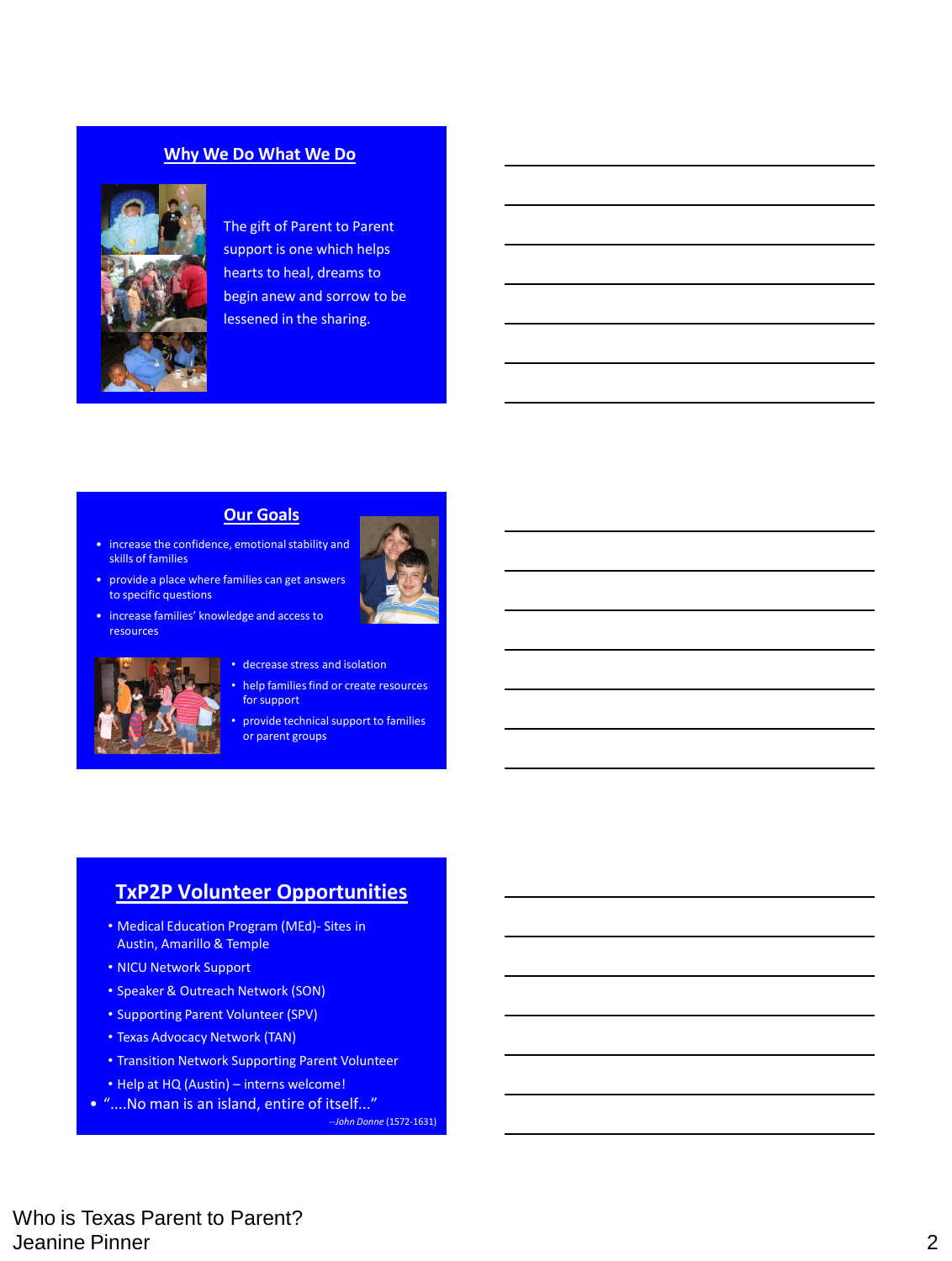## Why We Do What We Do

The gift of Parent to Parent support is one which helps hearts to heal, dreams to begin anew and sorrow to be lessened in the sharing.

## Our Goals

- increase the confidence, emotional stability and skills of families
- provide a place where families can get answers to specific questions
- increase families' knowledge and access to resources
- decrease stress and isolation
- help families find or create resources for support
- provide technical support to families or parent groups

## TxP2P Volunteer Opportunities

- Medical Education Program (MEd)- Sites in Austin, Amarillo & Temple
- NICU Network Support
- Speaker & Outreach Network (SON)
- Supporting Parent Volunteer (SPV)
- Texas Advocacy Network (TAN)
- Transition Network Supporting Parent Volunteer
- Help at HQ (Austin) – interns welcome!

- "....No man is an island, entire of itself..."

  *--John Donne* (1572-1631)

Who is Texas Parent to Parent?
Jeanine Pinner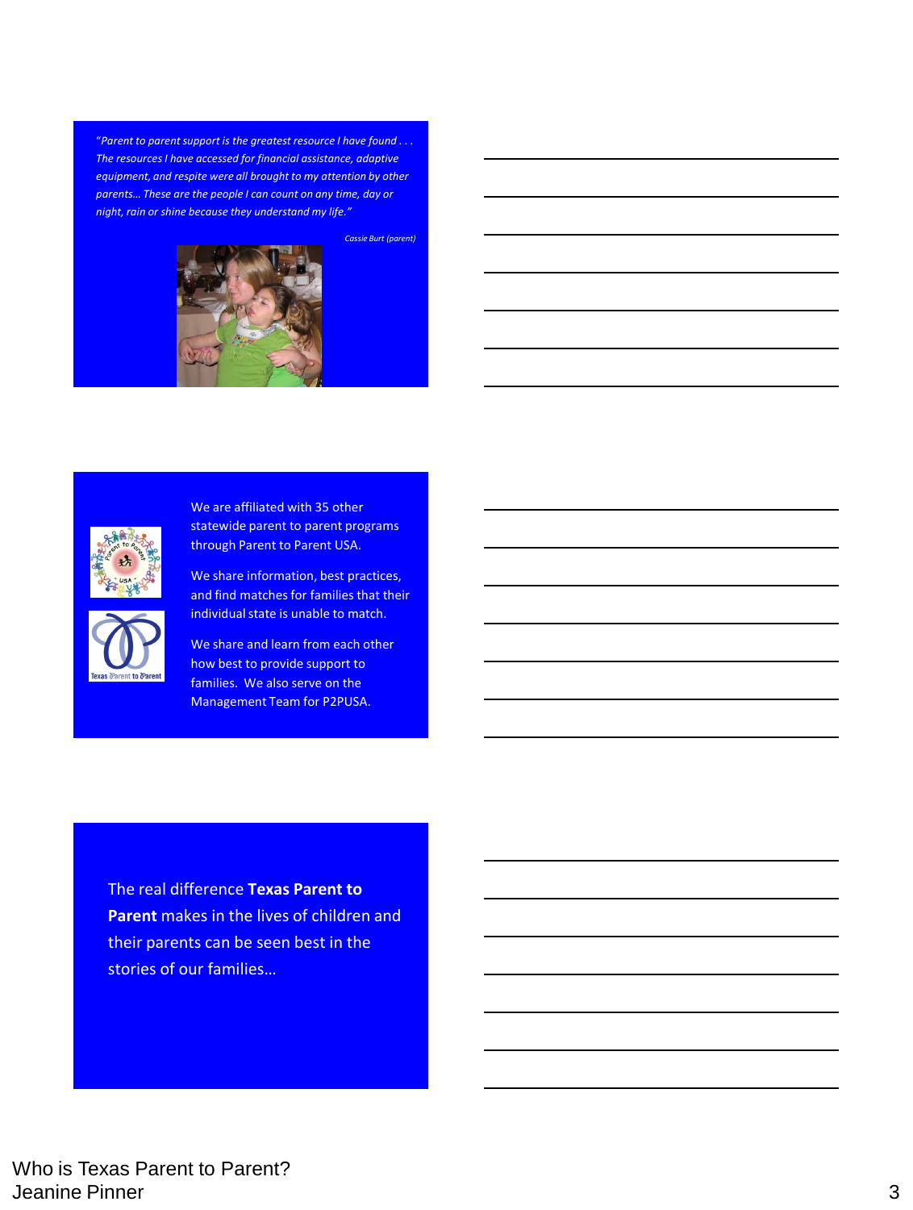*"Parent to parent support is the greatest resource I have found . . . The resources I have accessed for financial assistance, adaptive equipment, and respite were all brought to my attention by other parents… These are the people I can count on any time, day or night, rain or shine because they understand my life."*

*Cassie Burt (parent)*

We are affiliated with 35 other statewide parent to parent programs through Parent to Parent USA.

We share information, best practices, and find matches for families that their individual state is unable to match.

We share and learn from each other how best to provide support to families. We also serve on the Management Team for P2PUSA.

The real difference **Texas Parent to Parent** makes in the lives of children and their parents can be seen best in the stories of our families…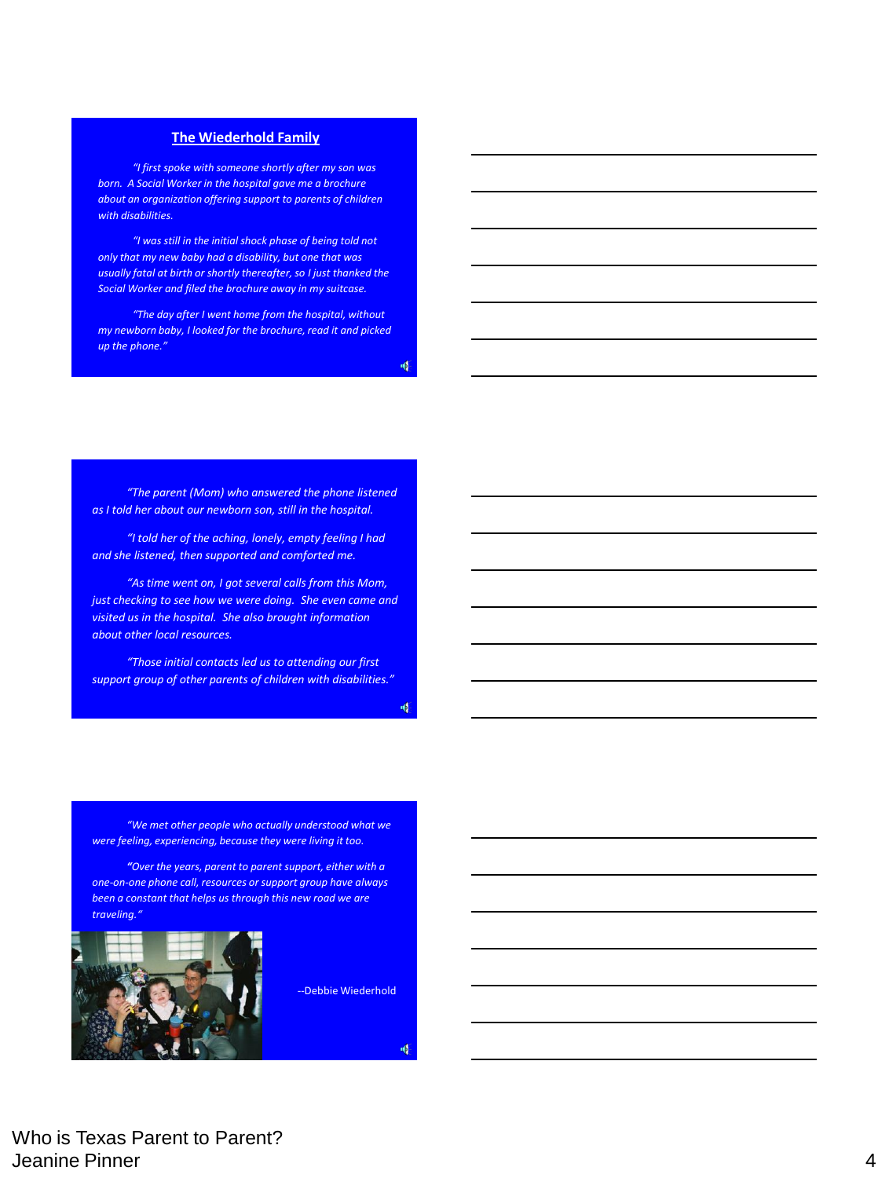## The Wiederhold Family

*"I first spoke with someone shortly after my son was born. A Social Worker in the hospital gave me a brochure about an organization offering support to parents of children with disabilities.*

*"I was still in the initial shock phase of being told not only that my new baby had a disability, but one that was usually fatal at birth or shortly thereafter, so I just thanked the Social Worker and filed the brochure away in my suitcase.*

*"The day after I went home from the hospital, without my newborn baby, I looked for the brochure, read it and picked up the phone."*

*"The parent (Mom) who answered the phone listened as I told her about our newborn son, still in the hospital.*

*"I told her of the aching, lonely, empty feeling I had and she listened, then supported and comforted me.*

*"As time went on, I got several calls from this Mom, just checking to see how we were doing. She even came and visited us in the hospital. She also brought information about other local resources.*

*"Those initial contacts led us to attending our first support group of other parents of children with disabilities."*

*"We met other people who actually understood what we were feeling, experiencing, because they were living it too.*

*"Over the years, parent to parent support, either with a one-on-one phone call, resources or support group have always been a constant that helps us through this new road we are traveling."*

--Debbie Wiederhold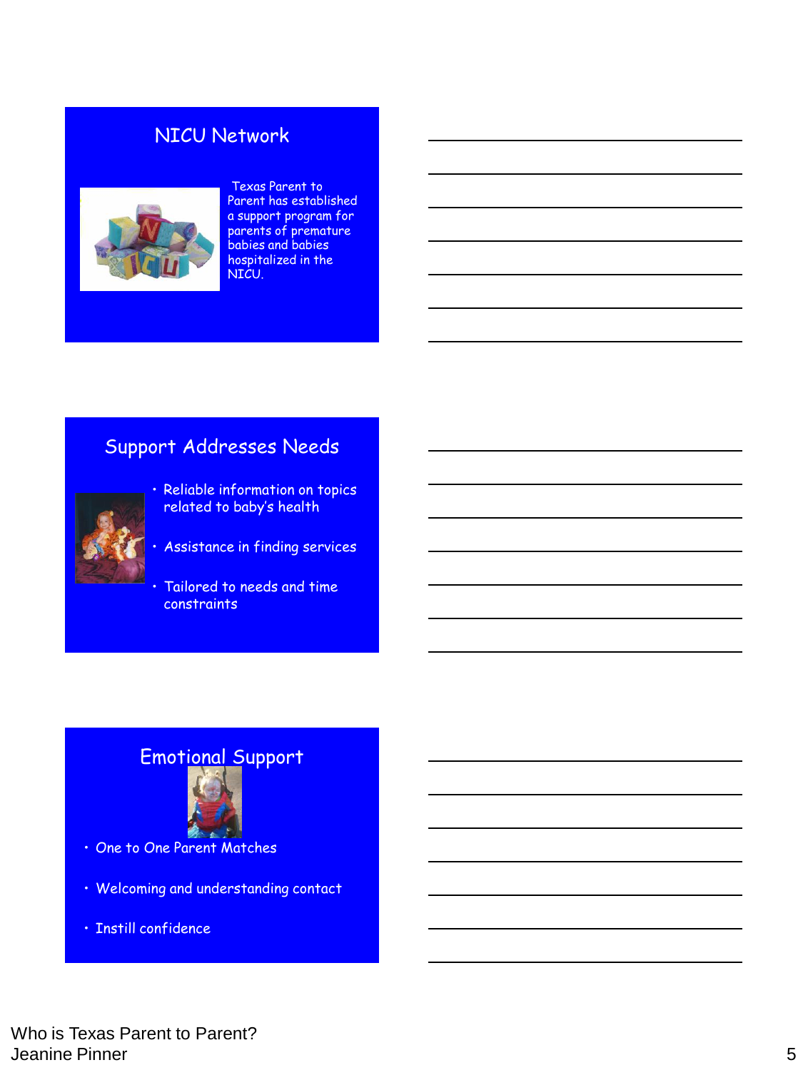## NICU Network

Texas Parent to Parent has established a support program for parents of premature babies and babies hospitalized in the NICU.

## Support Addresses Needs

- Reliable information on topics related to baby's health
- Assistance in finding services
- Tailored to needs and time constraints

## Emotional Support

- One to One Parent Matches
- Welcoming and understanding contact
- Instill confidence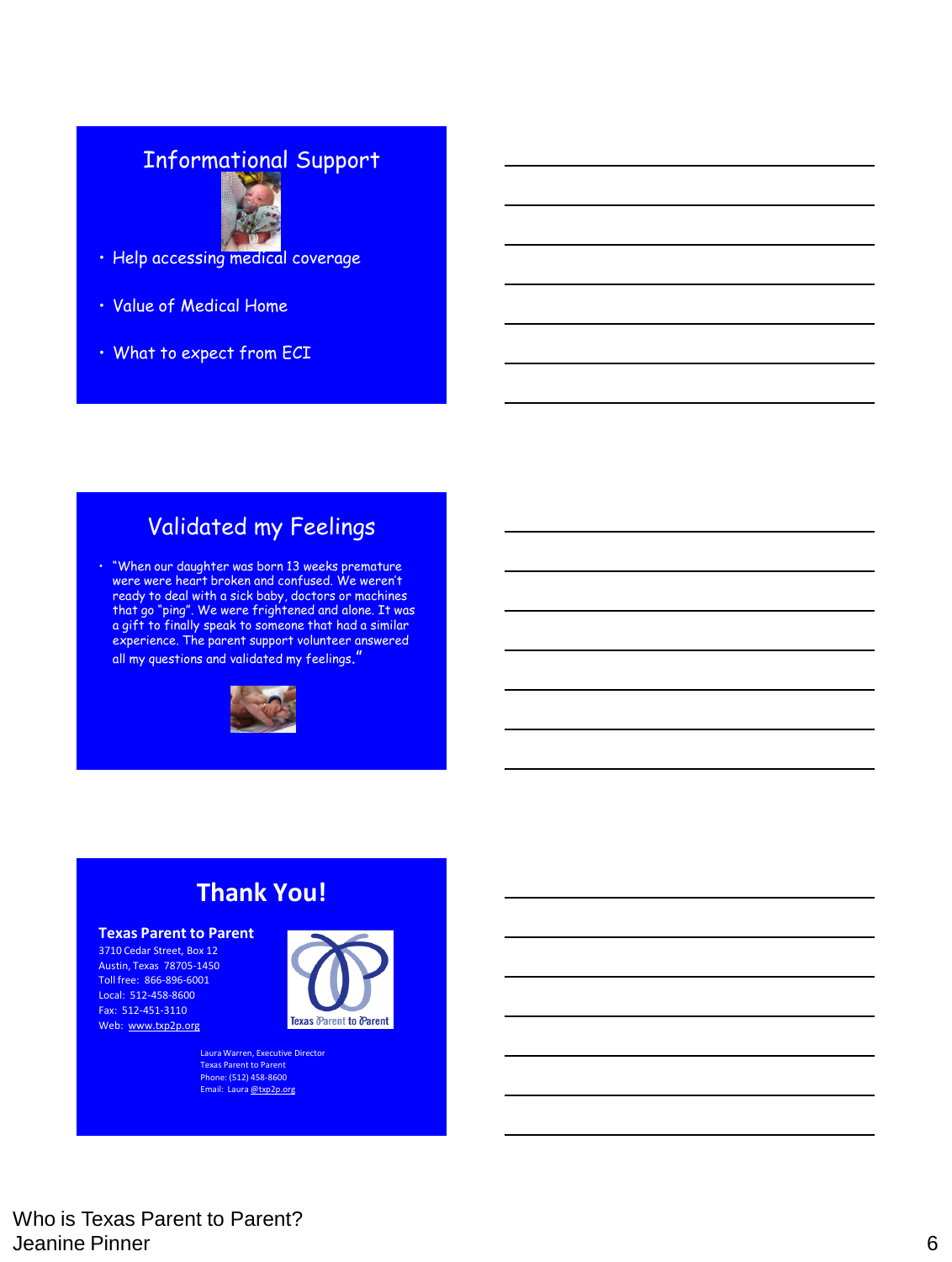## Informational Support

- Help accessing medical coverage
- Value of Medical Home
- What to expect from ECI

## Validated my Feelings

- "When our daughter was born 13 weeks premature were were heart broken and confused. We weren't ready to deal with a sick baby, doctors or machines that go "ping". We were frightened and alone. It was a gift to finally speak to someone that had a similar experience. The parent support volunteer answered all my questions and validated my feelings."

## Thank You!

**Texas Parent to Parent**
3710 Cedar Street, Box 12
Austin, Texas 78705-1450
Toll free: 866-896-6001
Local: 512-458-8600
Fax: 512-451-3110
Web: www.txp2p.org

Texas Parent to Parent

Laura Warren, Executive Director
Texas Parent to Parent
Phone: (512) 458-8600
Email: Laura @txp2p.org

Who is Texas Parent to Parent?
Jeanine Pinner